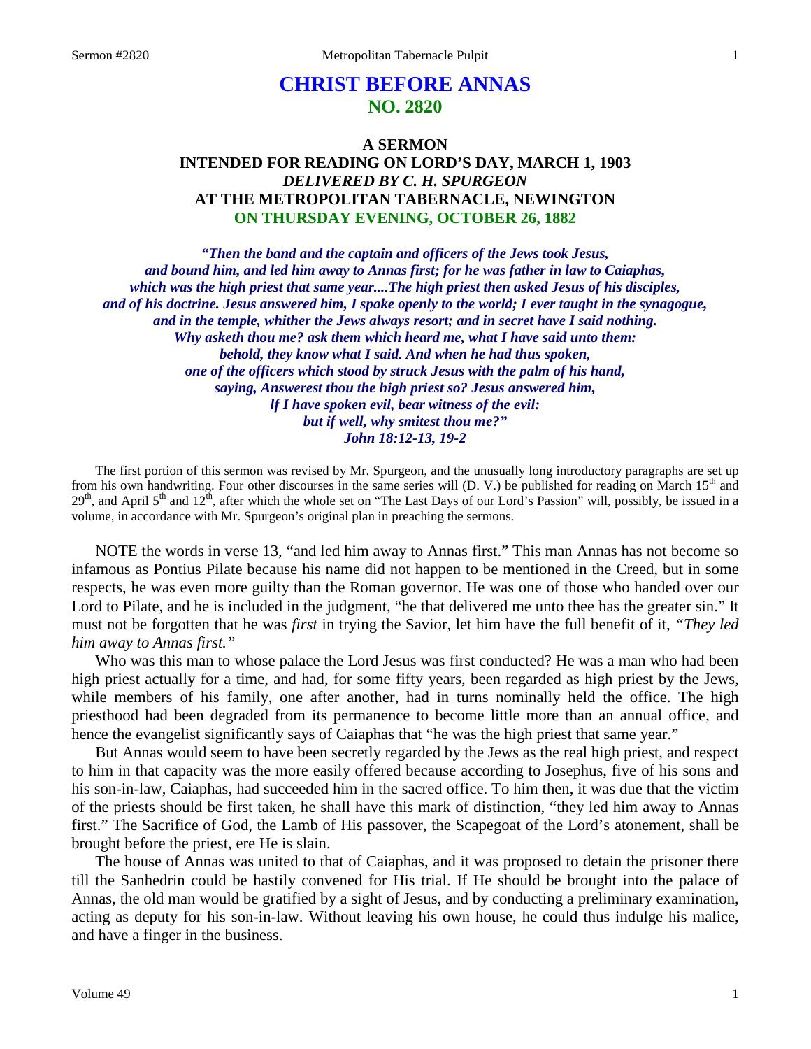# CHRIST BEFORE ANNAS
## NO. 2820

### A SERMON
### INTENDED FOR READING ON LORD'S DAY, MARCH 1, 1903
### *DELIVERED BY C. H. SPURGEON*
### AT THE METROPOLITAN TABERNACLE, NEWINGTON
### ON THURSDAY EVENING, OCTOBER 26, 1882

*"Then the band and the captain and officers of the Jews took Jesus, and bound him, and led him away to Annas first; for he was father in law to Caiaphas, which was the high priest that same year....The high priest then asked Jesus of his disciples, and of his doctrine. Jesus answered him, I spake openly to the world; I ever taught in the synagogue, and in the temple, whither the Jews always resort; and in secret have I said nothing. Why asketh thou me? ask them which heard me, what I have said unto them: behold, they know what I said. And when he had thus spoken, one of the officers which stood by struck Jesus with the palm of his hand, saying, Answerest thou the high priest so? Jesus answered him, If I have spoken evil, bear witness of the evil: but if well, why smitest thou me?"*
*John 18:12-13, 19-2*

The first portion of this sermon was revised by Mr. Spurgeon, and the unusually long introductory paragraphs are set up from his own handwriting. Four other discourses in the same series will (D. V.) be published for reading on March 15th and 29th, and April 5th and 12th, after which the whole set on "The Last Days of our Lord's Passion" will, possibly, be issued in a volume, in accordance with Mr. Spurgeon's original plan in preaching the sermons.

NOTE the words in verse 13, "and led him away to Annas first." This man Annas has not become so infamous as Pontius Pilate because his name did not happen to be mentioned in the Creed, but in some respects, he was even more guilty than the Roman governor. He was one of those who handed over our Lord to Pilate, and he is included in the judgment, "he that delivered me unto thee has the greater sin." It must not be forgotten that he was *first* in trying the Savior, let him have the full benefit of it, *"They led him away to Annas first."*

Who was this man to whose palace the Lord Jesus was first conducted? He was a man who had been high priest actually for a time, and had, for some fifty years, been regarded as high priest by the Jews, while members of his family, one after another, had in turns nominally held the office. The high priesthood had been degraded from its permanence to become little more than an annual office, and hence the evangelist significantly says of Caiaphas that "he was the high priest that same year."

But Annas would seem to have been secretly regarded by the Jews as the real high priest, and respect to him in that capacity was the more easily offered because according to Josephus, five of his sons and his son-in-law, Caiaphas, had succeeded him in the sacred office. To him then, it was due that the victim of the priests should be first taken, he shall have this mark of distinction, "they led him away to Annas first." The Sacrifice of God, the Lamb of His passover, the Scapegoat of the Lord's atonement, shall be brought before the priest, ere He is slain.

The house of Annas was united to that of Caiaphas, and it was proposed to detain the prisoner there till the Sanhedrin could be hastily convened for His trial. If He should be brought into the palace of Annas, the old man would be gratified by a sight of Jesus, and by conducting a preliminary examination, acting as deputy for his son-in-law. Without leaving his own house, he could thus indulge his malice, and have a finger in the business.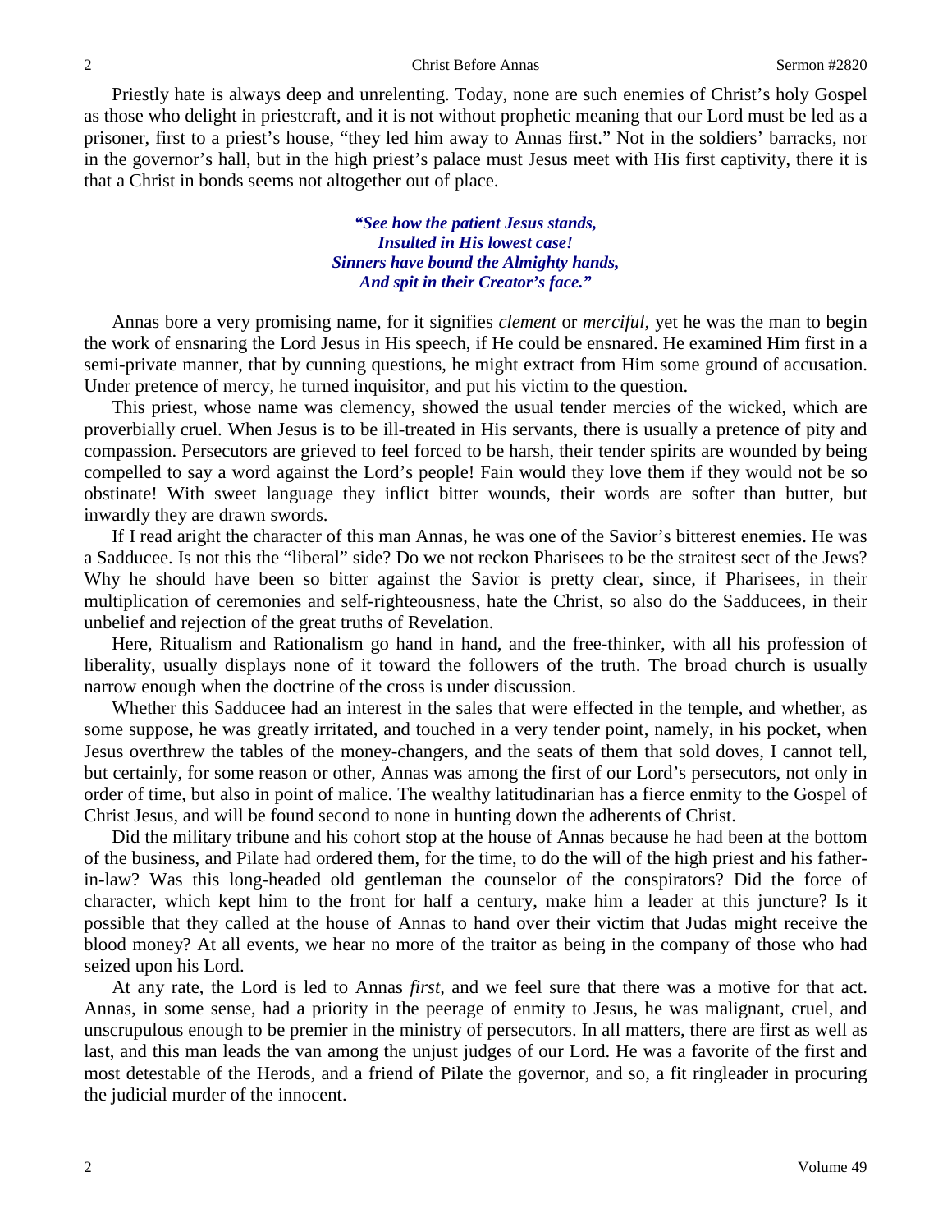Priestly hate is always deep and unrelenting. Today, none are such enemies of Christ's holy Gospel as those who delight in priestcraft, and it is not without prophetic meaning that our Lord must be led as a prisoner, first to a priest's house, "they led him away to Annas first." Not in the soldiers' barracks, nor in the governor's hall, but in the high priest's palace must Jesus meet with His first captivity, there it is that a Christ in bonds seems not altogether out of place.

> ***"See how the patient Jesus stands,***
> ***Insulted in His lowest case!***
> ***Sinners have bound the Almighty hands,***
> ***And spit in their Creator's face."***

Annas bore a very promising name, for it signifies *clement* or *merciful,* yet he was the man to begin the work of ensnaring the Lord Jesus in His speech, if He could be ensnared. He examined Him first in a semi-private manner, that by cunning questions, he might extract from Him some ground of accusation. Under pretence of mercy, he turned inquisitor, and put his victim to the question.

This priest, whose name was clemency, showed the usual tender mercies of the wicked, which are proverbially cruel. When Jesus is to be ill-treated in His servants, there is usually a pretence of pity and compassion. Persecutors are grieved to feel forced to be harsh, their tender spirits are wounded by being compelled to say a word against the Lord's people! Fain would they love them if they would not be so obstinate! With sweet language they inflict bitter wounds, their words are softer than butter, but inwardly they are drawn swords.

If I read aright the character of this man Annas, he was one of the Savior's bitterest enemies. He was a Sadducee. Is not this the "liberal" side? Do we not reckon Pharisees to be the straitest sect of the Jews? Why he should have been so bitter against the Savior is pretty clear, since, if Pharisees, in their multiplication of ceremonies and self-righteousness, hate the Christ, so also do the Sadducees, in their unbelief and rejection of the great truths of Revelation.

Here, Ritualism and Rationalism go hand in hand, and the free-thinker, with all his profession of liberality, usually displays none of it toward the followers of the truth. The broad church is usually narrow enough when the doctrine of the cross is under discussion.

Whether this Sadducee had an interest in the sales that were effected in the temple, and whether, as some suppose, he was greatly irritated, and touched in a very tender point, namely, in his pocket, when Jesus overthrew the tables of the money-changers, and the seats of them that sold doves, I cannot tell, but certainly, for some reason or other, Annas was among the first of our Lord's persecutors, not only in order of time, but also in point of malice. The wealthy latitudinarian has a fierce enmity to the Gospel of Christ Jesus, and will be found second to none in hunting down the adherents of Christ.

Did the military tribune and his cohort stop at the house of Annas because he had been at the bottom of the business, and Pilate had ordered them, for the time, to do the will of the high priest and his father-in-law? Was this long-headed old gentleman the counselor of the conspirators? Did the force of character, which kept him to the front for half a century, make him a leader at this juncture? Is it possible that they called at the house of Annas to hand over their victim that Judas might receive the blood money? At all events, we hear no more of the traitor as being in the company of those who had seized upon his Lord.

At any rate, the Lord is led to Annas *first,* and we feel sure that there was a motive for that act. Annas, in some sense, had a priority in the peerage of enmity to Jesus, he was malignant, cruel, and unscrupulous enough to be premier in the ministry of persecutors. In all matters, there are first as well as last, and this man leads the van among the unjust judges of our Lord. He was a favorite of the first and most detestable of the Herods, and a friend of Pilate the governor, and so, a fit ringleader in procuring the judicial murder of the innocent.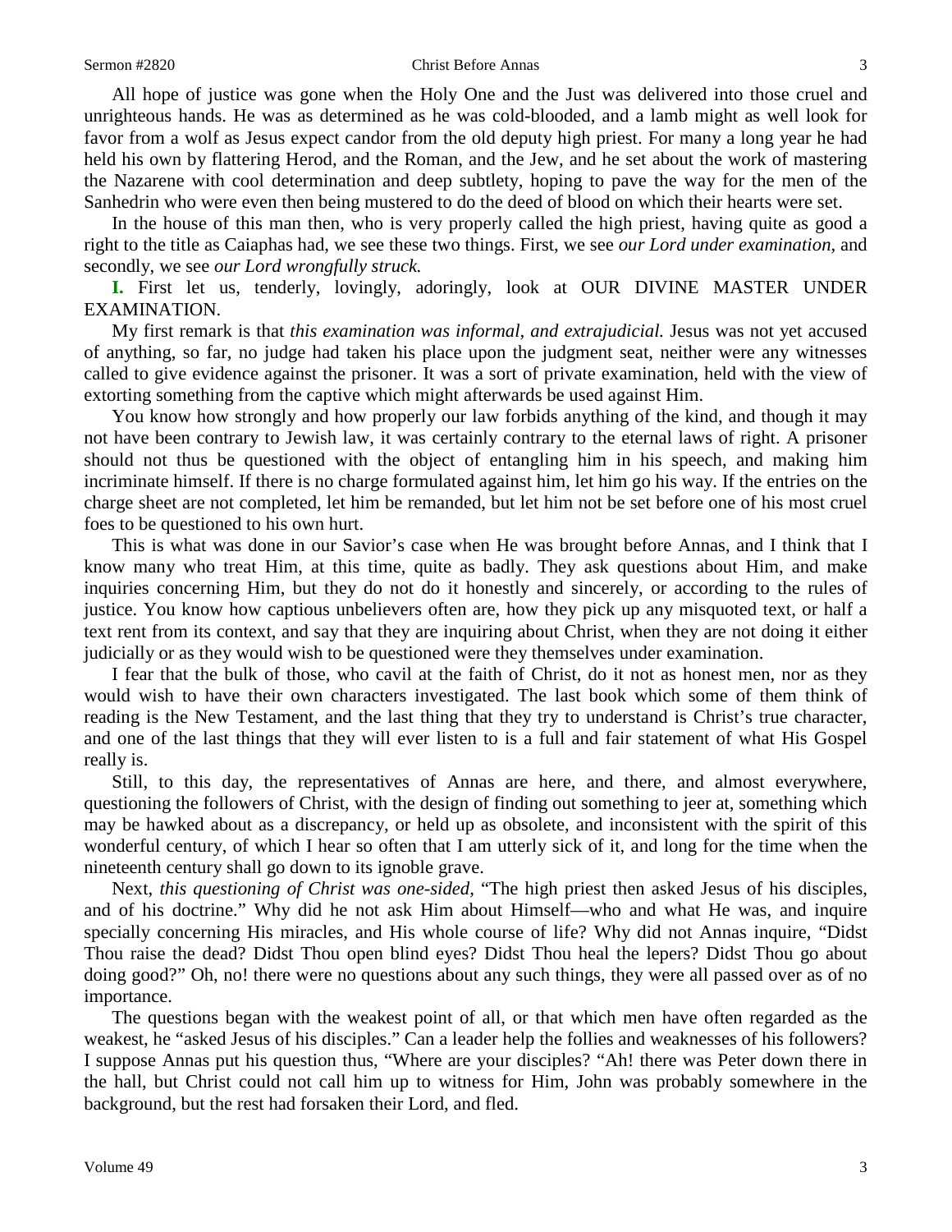All hope of justice was gone when the Holy One and the Just was delivered into those cruel and unrighteous hands. He was as determined as he was cold-blooded, and a lamb might as well look for favor from a wolf as Jesus expect candor from the old deputy high priest. For many a long year he had held his own by flattering Herod, and the Roman, and the Jew, and he set about the work of mastering the Nazarene with cool determination and deep subtlety, hoping to pave the way for the men of the Sanhedrin who were even then being mustered to do the deed of blood on which their hearts were set.

In the house of this man then, who is very properly called the high priest, having quite as good a right to the title as Caiaphas had, we see these two things. First, we see *our Lord under examination,* and secondly, we see *our Lord wrongfully struck.*

**I.** First let us, tenderly, lovingly, adoringly, look at OUR DIVINE MASTER UNDER EXAMINATION.

My first remark is that *this examination was informal, and extrajudicial.* Jesus was not yet accused of anything, so far, no judge had taken his place upon the judgment seat, neither were any witnesses called to give evidence against the prisoner. It was a sort of private examination, held with the view of extorting something from the captive which might afterwards be used against Him.

You know how strongly and how properly our law forbids anything of the kind, and though it may not have been contrary to Jewish law, it was certainly contrary to the eternal laws of right. A prisoner should not thus be questioned with the object of entangling him in his speech, and making him incriminate himself. If there is no charge formulated against him, let him go his way. If the entries on the charge sheet are not completed, let him be remanded, but let him not be set before one of his most cruel foes to be questioned to his own hurt.

This is what was done in our Savior's case when He was brought before Annas, and I think that I know many who treat Him, at this time, quite as badly. They ask questions about Him, and make inquiries concerning Him, but they do not do it honestly and sincerely, or according to the rules of justice. You know how captious unbelievers often are, how they pick up any misquoted text, or half a text rent from its context, and say that they are inquiring about Christ, when they are not doing it either judicially or as they would wish to be questioned were they themselves under examination.

I fear that the bulk of those, who cavil at the faith of Christ, do it not as honest men, nor as they would wish to have their own characters investigated. The last book which some of them think of reading is the New Testament, and the last thing that they try to understand is Christ's true character, and one of the last things that they will ever listen to is a full and fair statement of what His Gospel really is.

Still, to this day, the representatives of Annas are here, and there, and almost everywhere, questioning the followers of Christ, with the design of finding out something to jeer at, something which may be hawked about as a discrepancy, or held up as obsolete, and inconsistent with the spirit of this wonderful century, of which I hear so often that I am utterly sick of it, and long for the time when the nineteenth century shall go down to its ignoble grave.

Next, *this questioning of Christ was one-sided,* "The high priest then asked Jesus of his disciples, and of his doctrine." Why did he not ask Him about Himself—who and what He was, and inquire specially concerning His miracles, and His whole course of life? Why did not Annas inquire, "Didst Thou raise the dead? Didst Thou open blind eyes? Didst Thou heal the lepers? Didst Thou go about doing good?" Oh, no! there were no questions about any such things, they were all passed over as of no importance.

The questions began with the weakest point of all, or that which men have often regarded as the weakest, he "asked Jesus of his disciples." Can a leader help the follies and weaknesses of his followers? I suppose Annas put his question thus, "Where are your disciples? "Ah! there was Peter down there in the hall, but Christ could not call him up to witness for Him, John was probably somewhere in the background, but the rest had forsaken their Lord, and fled.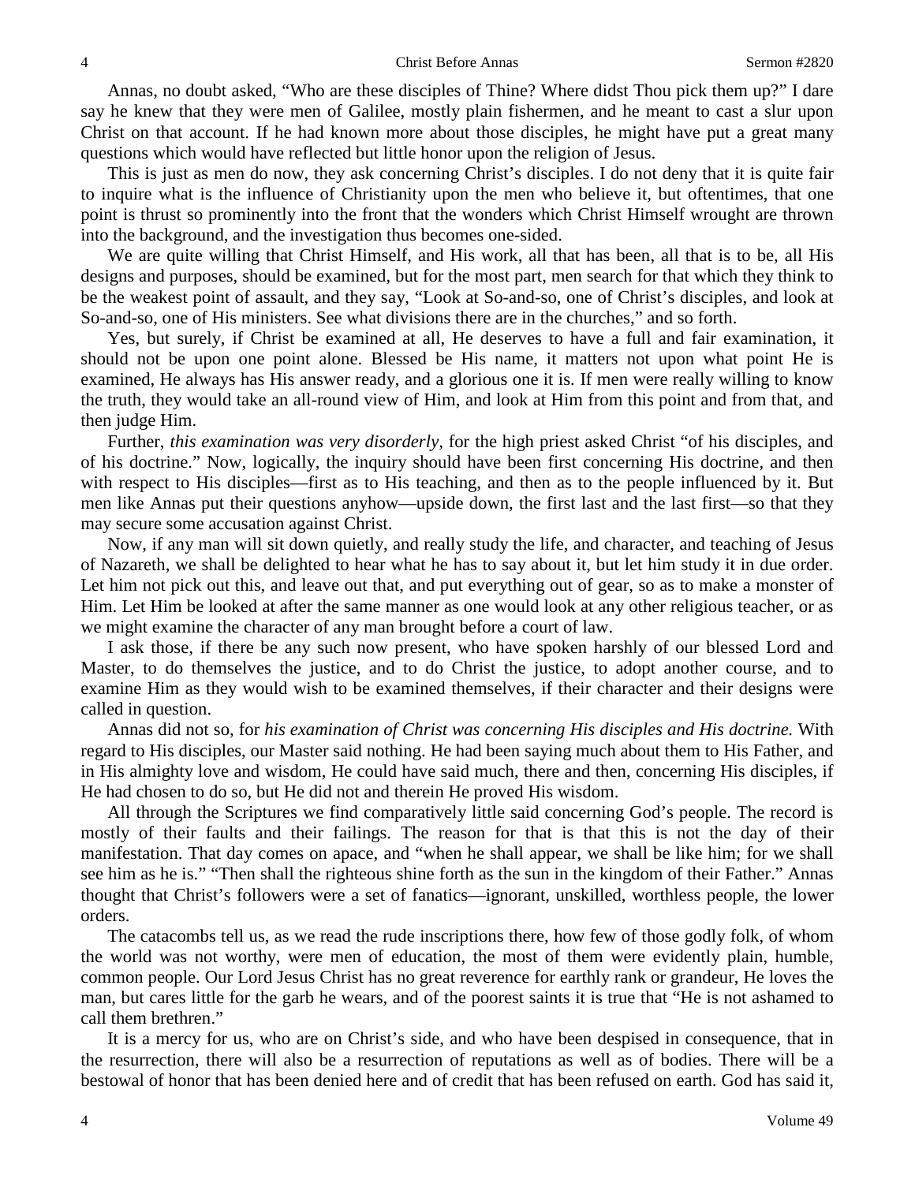Annas, no doubt asked, "Who are these disciples of Thine? Where didst Thou pick them up?" I dare say he knew that they were men of Galilee, mostly plain fishermen, and he meant to cast a slur upon Christ on that account. If he had known more about those disciples, he might have put a great many questions which would have reflected but little honor upon the religion of Jesus.

This is just as men do now, they ask concerning Christ's disciples. I do not deny that it is quite fair to inquire what is the influence of Christianity upon the men who believe it, but oftentimes, that one point is thrust so prominently into the front that the wonders which Christ Himself wrought are thrown into the background, and the investigation thus becomes one-sided.

We are quite willing that Christ Himself, and His work, all that has been, all that is to be, all His designs and purposes, should be examined, but for the most part, men search for that which they think to be the weakest point of assault, and they say, "Look at So-and-so, one of Christ's disciples, and look at So-and-so, one of His ministers. See what divisions there are in the churches," and so forth.

Yes, but surely, if Christ be examined at all, He deserves to have a full and fair examination, it should not be upon one point alone. Blessed be His name, it matters not upon what point He is examined, He always has His answer ready, and a glorious one it is. If men were really willing to know the truth, they would take an all-round view of Him, and look at Him from this point and from that, and then judge Him.

Further, *this examination was very disorderly,* for the high priest asked Christ "of his disciples, and of his doctrine." Now, logically, the inquiry should have been first concerning His doctrine, and then with respect to His disciples—first as to His teaching, and then as to the people influenced by it. But men like Annas put their questions anyhow—upside down, the first last and the last first—so that they may secure some accusation against Christ.

Now, if any man will sit down quietly, and really study the life, and character, and teaching of Jesus of Nazareth, we shall be delighted to hear what he has to say about it, but let him study it in due order. Let him not pick out this, and leave out that, and put everything out of gear, so as to make a monster of Him. Let Him be looked at after the same manner as one would look at any other religious teacher, or as we might examine the character of any man brought before a court of law.

I ask those, if there be any such now present, who have spoken harshly of our blessed Lord and Master, to do themselves the justice, and to do Christ the justice, to adopt another course, and to examine Him as they would wish to be examined themselves, if their character and their designs were called in question.

Annas did not so, for *his examination of Christ was concerning His disciples and His doctrine.* With regard to His disciples, our Master said nothing. He had been saying much about them to His Father, and in His almighty love and wisdom, He could have said much, there and then, concerning His disciples, if He had chosen to do so, but He did not and therein He proved His wisdom.

All through the Scriptures we find comparatively little said concerning God's people. The record is mostly of their faults and their failings. The reason for that is that this is not the day of their manifestation. That day comes on apace, and "when he shall appear, we shall be like him; for we shall see him as he is." "Then shall the righteous shine forth as the sun in the kingdom of their Father." Annas thought that Christ's followers were a set of fanatics—ignorant, unskilled, worthless people, the lower orders.

The catacombs tell us, as we read the rude inscriptions there, how few of those godly folk, of whom the world was not worthy, were men of education, the most of them were evidently plain, humble, common people. Our Lord Jesus Christ has no great reverence for earthly rank or grandeur, He loves the man, but cares little for the garb he wears, and of the poorest saints it is true that "He is not ashamed to call them brethren."

It is a mercy for us, who are on Christ's side, and who have been despised in consequence, that in the resurrection, there will also be a resurrection of reputations as well as of bodies. There will be a bestowal of honor that has been denied here and of credit that has been refused on earth. God has said it,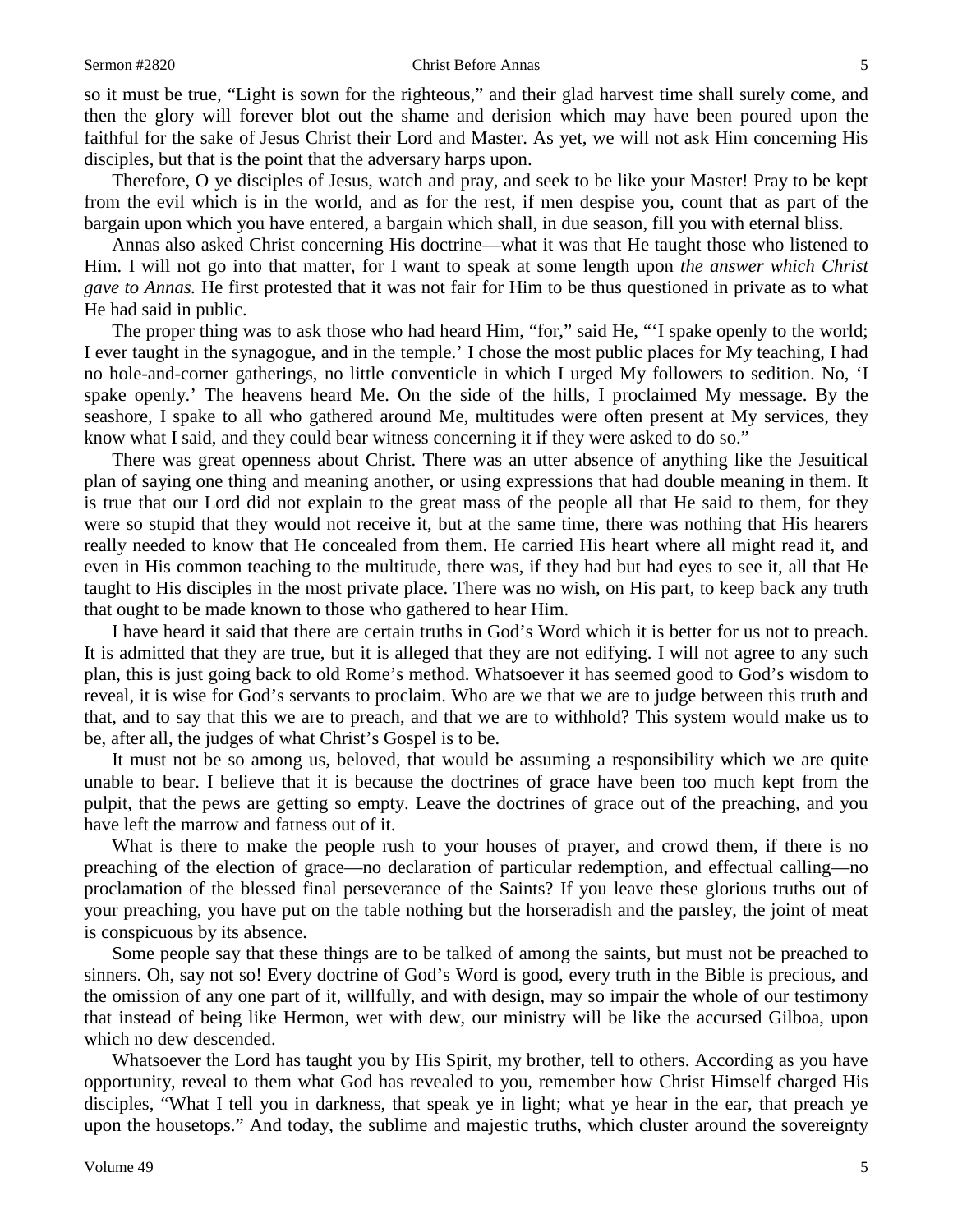so it must be true, "Light is sown for the righteous," and their glad harvest time shall surely come, and then the glory will forever blot out the shame and derision which may have been poured upon the faithful for the sake of Jesus Christ their Lord and Master. As yet, we will not ask Him concerning His disciples, but that is the point that the adversary harps upon.

Therefore, O ye disciples of Jesus, watch and pray, and seek to be like your Master! Pray to be kept from the evil which is in the world, and as for the rest, if men despise you, count that as part of the bargain upon which you have entered, a bargain which shall, in due season, fill you with eternal bliss.

Annas also asked Christ concerning His doctrine—what it was that He taught those who listened to Him. I will not go into that matter, for I want to speak at some length upon *the answer which Christ gave to Annas.* He first protested that it was not fair for Him to be thus questioned in private as to what He had said in public.

The proper thing was to ask those who had heard Him, "for," said He, "'I spake openly to the world; I ever taught in the synagogue, and in the temple.' I chose the most public places for My teaching, I had no hole-and-corner gatherings, no little conventicle in which I urged My followers to sedition. No, 'I spake openly.' The heavens heard Me. On the side of the hills, I proclaimed My message. By the seashore, I spake to all who gathered around Me, multitudes were often present at My services, they know what I said, and they could bear witness concerning it if they were asked to do so."

There was great openness about Christ. There was an utter absence of anything like the Jesuitical plan of saying one thing and meaning another, or using expressions that had double meaning in them. It is true that our Lord did not explain to the great mass of the people all that He said to them, for they were so stupid that they would not receive it, but at the same time, there was nothing that His hearers really needed to know that He concealed from them. He carried His heart where all might read it, and even in His common teaching to the multitude, there was, if they had but had eyes to see it, all that He taught to His disciples in the most private place. There was no wish, on His part, to keep back any truth that ought to be made known to those who gathered to hear Him.

I have heard it said that there are certain truths in God's Word which it is better for us not to preach. It is admitted that they are true, but it is alleged that they are not edifying. I will not agree to any such plan, this is just going back to old Rome's method. Whatsoever it has seemed good to God's wisdom to reveal, it is wise for God's servants to proclaim. Who are we that we are to judge between this truth and that, and to say that this we are to preach, and that we are to withhold? This system would make us to be, after all, the judges of what Christ's Gospel is to be.

It must not be so among us, beloved, that would be assuming a responsibility which we are quite unable to bear. I believe that it is because the doctrines of grace have been too much kept from the pulpit, that the pews are getting so empty. Leave the doctrines of grace out of the preaching, and you have left the marrow and fatness out of it.

What is there to make the people rush to your houses of prayer, and crowd them, if there is no preaching of the election of grace—no declaration of particular redemption, and effectual calling—no proclamation of the blessed final perseverance of the Saints? If you leave these glorious truths out of your preaching, you have put on the table nothing but the horseradish and the parsley, the joint of meat is conspicuous by its absence.

Some people say that these things are to be talked of among the saints, but must not be preached to sinners. Oh, say not so! Every doctrine of God's Word is good, every truth in the Bible is precious, and the omission of any one part of it, willfully, and with design, may so impair the whole of our testimony that instead of being like Hermon, wet with dew, our ministry will be like the accursed Gilboa, upon which no dew descended.

Whatsoever the Lord has taught you by His Spirit, my brother, tell to others. According as you have opportunity, reveal to them what God has revealed to you, remember how Christ Himself charged His disciples, "What I tell you in darkness, that speak ye in light; what ye hear in the ear, that preach ye upon the housetops." And today, the sublime and majestic truths, which cluster around the sovereignty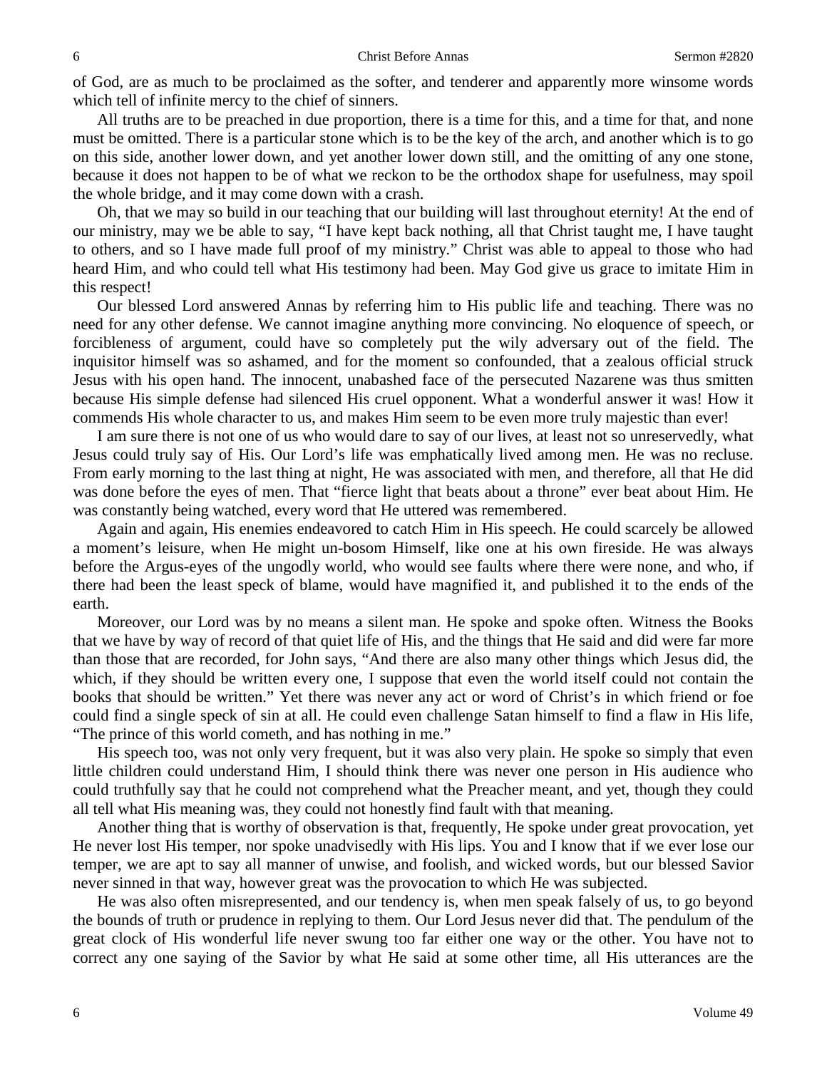of God, are as much to be proclaimed as the softer, and tenderer and apparently more winsome words which tell of infinite mercy to the chief of sinners.

All truths are to be preached in due proportion, there is a time for this, and a time for that, and none must be omitted. There is a particular stone which is to be the key of the arch, and another which is to go on this side, another lower down, and yet another lower down still, and the omitting of any one stone, because it does not happen to be of what we reckon to be the orthodox shape for usefulness, may spoil the whole bridge, and it may come down with a crash.

Oh, that we may so build in our teaching that our building will last throughout eternity! At the end of our ministry, may we be able to say, "I have kept back nothing, all that Christ taught me, I have taught to others, and so I have made full proof of my ministry." Christ was able to appeal to those who had heard Him, and who could tell what His testimony had been. May God give us grace to imitate Him in this respect!

Our blessed Lord answered Annas by referring him to His public life and teaching. There was no need for any other defense. We cannot imagine anything more convincing. No eloquence of speech, or forcibleness of argument, could have so completely put the wily adversary out of the field. The inquisitor himself was so ashamed, and for the moment so confounded, that a zealous official struck Jesus with his open hand. The innocent, unabashed face of the persecuted Nazarene was thus smitten because His simple defense had silenced His cruel opponent. What a wonderful answer it was! How it commends His whole character to us, and makes Him seem to be even more truly majestic than ever!

I am sure there is not one of us who would dare to say of our lives, at least not so unreservedly, what Jesus could truly say of His. Our Lord's life was emphatically lived among men. He was no recluse. From early morning to the last thing at night, He was associated with men, and therefore, all that He did was done before the eyes of men. That "fierce light that beats about a throne" ever beat about Him. He was constantly being watched, every word that He uttered was remembered.

Again and again, His enemies endeavored to catch Him in His speech. He could scarcely be allowed a moment's leisure, when He might un-bosom Himself, like one at his own fireside. He was always before the Argus-eyes of the ungodly world, who would see faults where there were none, and who, if there had been the least speck of blame, would have magnified it, and published it to the ends of the earth.

Moreover, our Lord was by no means a silent man. He spoke and spoke often. Witness the Books that we have by way of record of that quiet life of His, and the things that He said and did were far more than those that are recorded, for John says, "And there are also many other things which Jesus did, the which, if they should be written every one, I suppose that even the world itself could not contain the books that should be written." Yet there was never any act or word of Christ's in which friend or foe could find a single speck of sin at all. He could even challenge Satan himself to find a flaw in His life, "The prince of this world cometh, and has nothing in me."

His speech too, was not only very frequent, but it was also very plain. He spoke so simply that even little children could understand Him, I should think there was never one person in His audience who could truthfully say that he could not comprehend what the Preacher meant, and yet, though they could all tell what His meaning was, they could not honestly find fault with that meaning.

Another thing that is worthy of observation is that, frequently, He spoke under great provocation, yet He never lost His temper, nor spoke unadvisedly with His lips. You and I know that if we ever lose our temper, we are apt to say all manner of unwise, and foolish, and wicked words, but our blessed Savior never sinned in that way, however great was the provocation to which He was subjected.

He was also often misrepresented, and our tendency is, when men speak falsely of us, to go beyond the bounds of truth or prudence in replying to them. Our Lord Jesus never did that. The pendulum of the great clock of His wonderful life never swung too far either one way or the other. You have not to correct any one saying of the Savior by what He said at some other time, all His utterances are the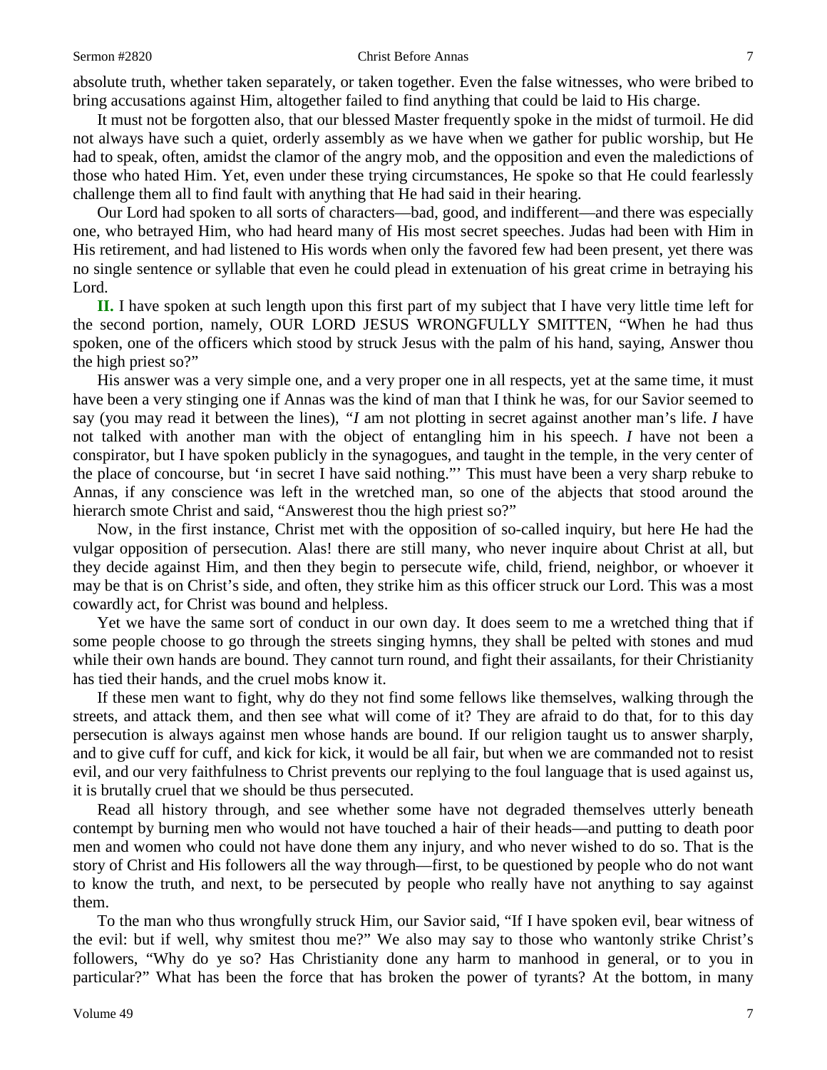absolute truth, whether taken separately, or taken together. Even the false witnesses, who were bribed to bring accusations against Him, altogether failed to find anything that could be laid to His charge.

It must not be forgotten also, that our blessed Master frequently spoke in the midst of turmoil. He did not always have such a quiet, orderly assembly as we have when we gather for public worship, but He had to speak, often, amidst the clamor of the angry mob, and the opposition and even the maledictions of those who hated Him. Yet, even under these trying circumstances, He spoke so that He could fearlessly challenge them all to find fault with anything that He had said in their hearing.

Our Lord had spoken to all sorts of characters—bad, good, and indifferent—and there was especially one, who betrayed Him, who had heard many of His most secret speeches. Judas had been with Him in His retirement, and had listened to His words when only the favored few had been present, yet there was no single sentence or syllable that even he could plead in extenuation of his great crime in betraying his Lord.

**II.** I have spoken at such length upon this first part of my subject that I have very little time left for the second portion, namely, OUR LORD JESUS WRONGFULLY SMITTEN, "When he had thus spoken, one of the officers which stood by struck Jesus with the palm of his hand, saying, Answer thou the high priest so?"

His answer was a very simple one, and a very proper one in all respects, yet at the same time, it must have been a very stinging one if Annas was the kind of man that I think he was, for our Savior seemed to say (you may read it between the lines), *"I* am not plotting in secret against another man's life. *I* have not talked with another man with the object of entangling him in his speech. *I* have not been a conspirator, but I have spoken publicly in the synagogues, and taught in the temple, in the very center of the place of concourse, but 'in secret I have said nothing."' This must have been a very sharp rebuke to Annas, if any conscience was left in the wretched man, so one of the abjects that stood around the hierarch smote Christ and said, "Answerest thou the high priest so?"

Now, in the first instance, Christ met with the opposition of so-called inquiry, but here He had the vulgar opposition of persecution. Alas! there are still many, who never inquire about Christ at all, but they decide against Him, and then they begin to persecute wife, child, friend, neighbor, or whoever it may be that is on Christ's side, and often, they strike him as this officer struck our Lord. This was a most cowardly act, for Christ was bound and helpless.

Yet we have the same sort of conduct in our own day. It does seem to me a wretched thing that if some people choose to go through the streets singing hymns, they shall be pelted with stones and mud while their own hands are bound. They cannot turn round, and fight their assailants, for their Christianity has tied their hands, and the cruel mobs know it.

If these men want to fight, why do they not find some fellows like themselves, walking through the streets, and attack them, and then see what will come of it? They are afraid to do that, for to this day persecution is always against men whose hands are bound. If our religion taught us to answer sharply, and to give cuff for cuff, and kick for kick, it would be all fair, but when we are commanded not to resist evil, and our very faithfulness to Christ prevents our replying to the foul language that is used against us, it is brutally cruel that we should be thus persecuted.

Read all history through, and see whether some have not degraded themselves utterly beneath contempt by burning men who would not have touched a hair of their heads—and putting to death poor men and women who could not have done them any injury, and who never wished to do so. That is the story of Christ and His followers all the way through—first, to be questioned by people who do not want to know the truth, and next, to be persecuted by people who really have not anything to say against them.

To the man who thus wrongfully struck Him, our Savior said, "If I have spoken evil, bear witness of the evil: but if well, why smitest thou me?" We also may say to those who wantonly strike Christ's followers, "Why do ye so? Has Christianity done any harm to manhood in general, or to you in particular?" What has been the force that has broken the power of tyrants? At the bottom, in many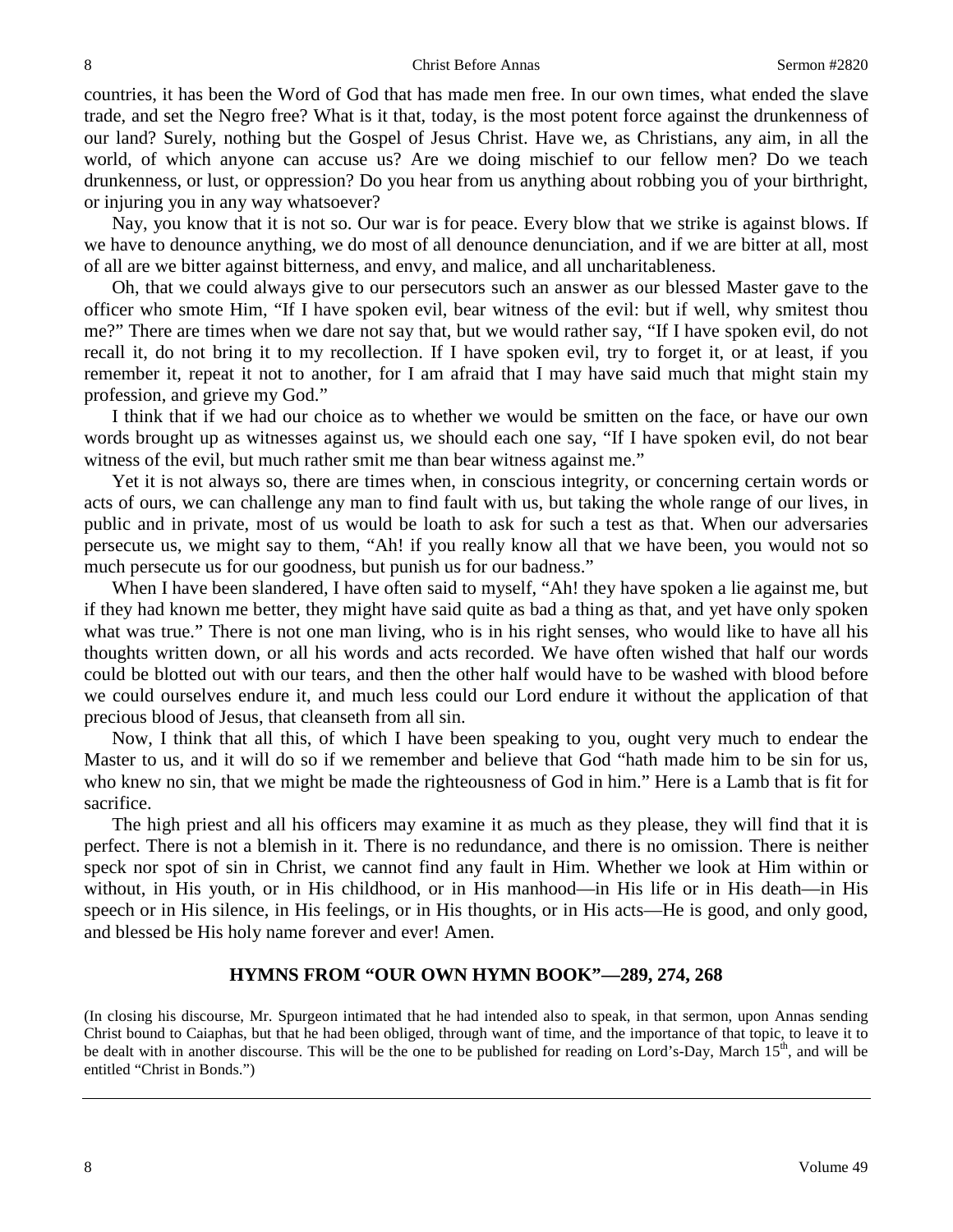countries, it has been the Word of God that has made men free. In our own times, what ended the slave trade, and set the Negro free? What is it that, today, is the most potent force against the drunkenness of our land? Surely, nothing but the Gospel of Jesus Christ. Have we, as Christians, any aim, in all the world, of which anyone can accuse us? Are we doing mischief to our fellow men? Do we teach drunkenness, or lust, or oppression? Do you hear from us anything about robbing you of your birthright, or injuring you in any way whatsoever?

Nay, you know that it is not so. Our war is for peace. Every blow that we strike is against blows. If we have to denounce anything, we do most of all denounce denunciation, and if we are bitter at all, most of all are we bitter against bitterness, and envy, and malice, and all uncharitableness.

Oh, that we could always give to our persecutors such an answer as our blessed Master gave to the officer who smote Him, "If I have spoken evil, bear witness of the evil: but if well, why smitest thou me?" There are times when we dare not say that, but we would rather say, "If I have spoken evil, do not recall it, do not bring it to my recollection. If I have spoken evil, try to forget it, or at least, if you remember it, repeat it not to another, for I am afraid that I may have said much that might stain my profession, and grieve my God."

I think that if we had our choice as to whether we would be smitten on the face, or have our own words brought up as witnesses against us, we should each one say, "If I have spoken evil, do not bear witness of the evil, but much rather smit me than bear witness against me."

Yet it is not always so, there are times when, in conscious integrity, or concerning certain words or acts of ours, we can challenge any man to find fault with us, but taking the whole range of our lives, in public and in private, most of us would be loath to ask for such a test as that. When our adversaries persecute us, we might say to them, "Ah! if you really know all that we have been, you would not so much persecute us for our goodness, but punish us for our badness."

When I have been slandered, I have often said to myself, "Ah! they have spoken a lie against me, but if they had known me better, they might have said quite as bad a thing as that, and yet have only spoken what was true." There is not one man living, who is in his right senses, who would like to have all his thoughts written down, or all his words and acts recorded. We have often wished that half our words could be blotted out with our tears, and then the other half would have to be washed with blood before we could ourselves endure it, and much less could our Lord endure it without the application of that precious blood of Jesus, that cleanseth from all sin.

Now, I think that all this, of which I have been speaking to you, ought very much to endear the Master to us, and it will do so if we remember and believe that God "hath made him to be sin for us, who knew no sin, that we might be made the righteousness of God in him." Here is a Lamb that is fit for sacrifice.

The high priest and all his officers may examine it as much as they please, they will find that it is perfect. There is not a blemish in it. There is no redundance, and there is no omission. There is neither speck nor spot of sin in Christ, we cannot find any fault in Him. Whether we look at Him within or without, in His youth, or in His childhood, or in His manhood—in His life or in His death—in His speech or in His silence, in His feelings, or in His thoughts, or in His acts—He is good, and only good, and blessed be His holy name forever and ever! Amen.

## HYMNS FROM "OUR OWN HYMN BOOK"—289, 274, 268

(In closing his discourse, Mr. Spurgeon intimated that he had intended also to speak, in that sermon, upon Annas sending Christ bound to Caiaphas, but that he had been obliged, through want of time, and the importance of that topic, to leave it to be dealt with in another discourse. This will be the one to be published for reading on Lord's-Day, March 15th, and will be entitled "Christ in Bonds.")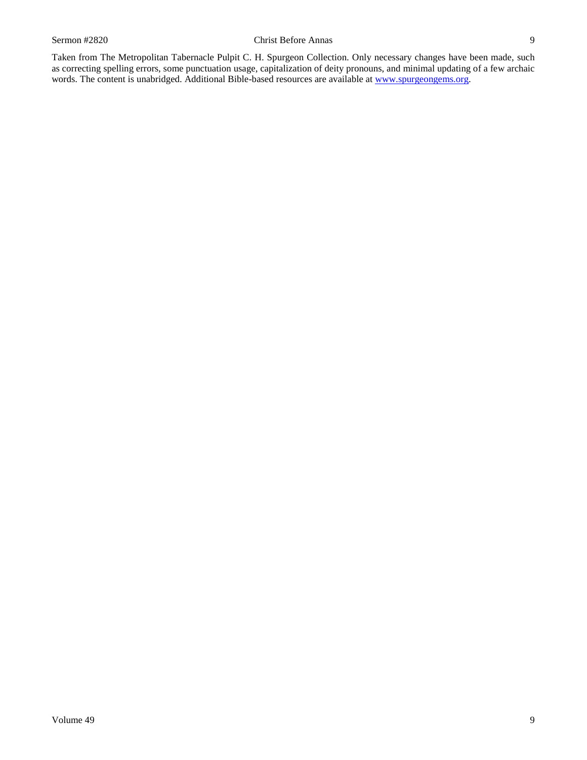Taken from The Metropolitan Tabernacle Pulpit C. H. Spurgeon Collection. Only necessary changes have been made, such as correcting spelling errors, some punctuation usage, capitalization of deity pronouns, and minimal updating of a few archaic words. The content is unabridged. Additional Bible-based resources are available at www.spurgeongems.org.